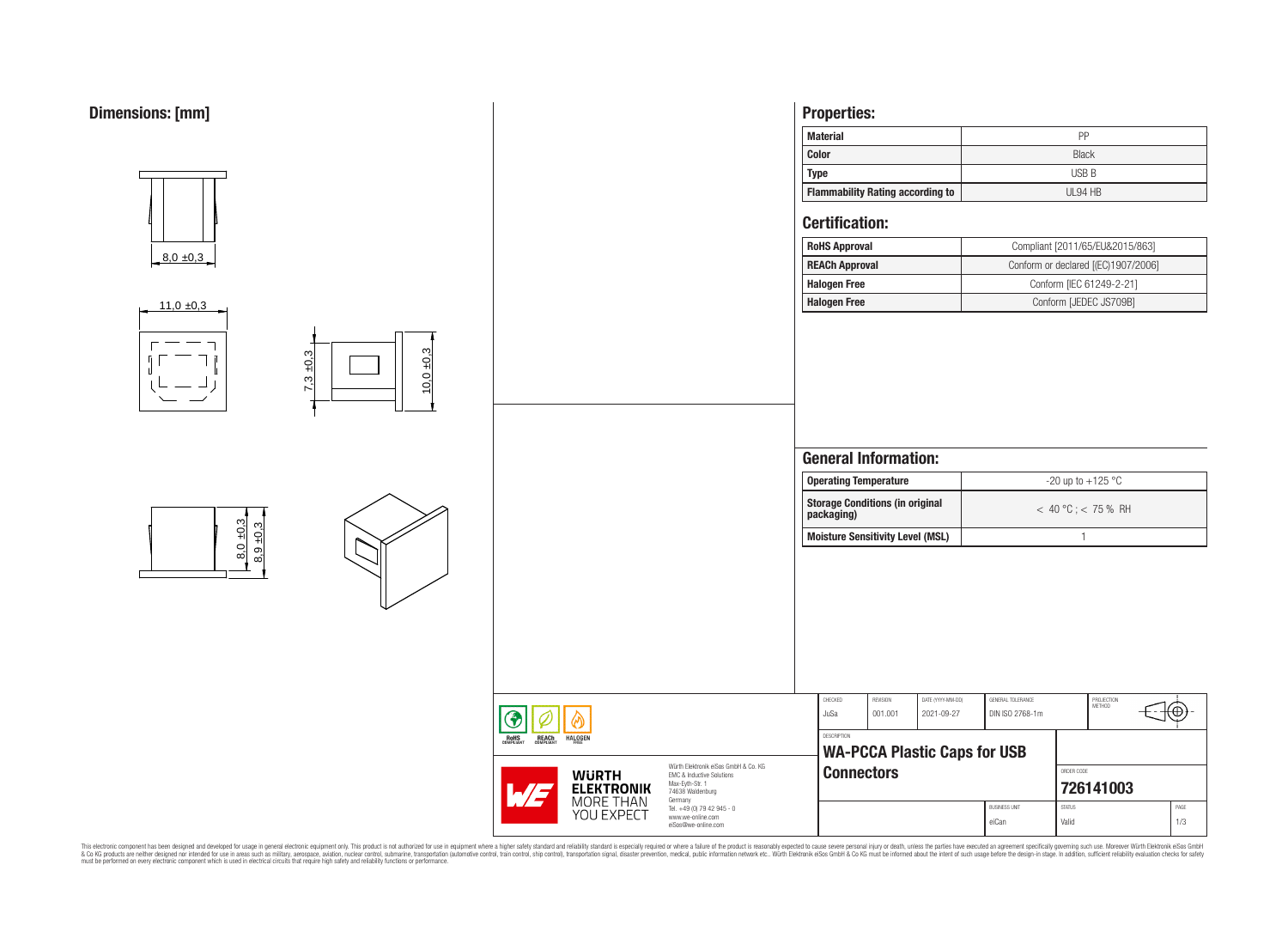## Dimensions: [mm]

8,0 ±0,3

11,0 ±0,3

7,3 ±0,3

10,0 ±0,3

8,0 ±0,3

8,9 ±0,3

## Properties:

| Material | PP |
|---|---|
| Color | Black |
| Type | USB B |
| Flammability Rating according to | UL94 HB |

## Certification:

| RoHS Approval | Compliant [2011/65/EU&2015/863] |
|---|---|
| REACh Approval | Conform or declared [(EC)1907/2006] |
| Halogen Free | Conform [IEC 61249-2-21] |
| Halogen Free | Conform [JEDEC JS709B] |

## General Information:

| Operating Temperature | -20 up to +125 °C |
|---|---|
| Storage Conditions (in original packaging) | < 40 °C ; < 75 % RH |
| Moisture Sensitivity Level (MSL) | 1 |

| CHECKED | REVISION | DATE (YYYY-MM-DD) | GENERAL TOLERANCE | PROJECTION METHOD |
|---|---|---|---|---|
| JuSa | 001.001 | 2021-09-27 | DIN ISO 2768-1m | |

DESCRIPTION

**WA-PCCA Plastic Caps for USB Connectors**

ORDER CODE **726141003**

| BUSINESS UNIT | STATUS | PAGE |
|---|---|---|
| eiCan | Valid | 1/3 |

Würth Elektronik eiSos GmbH & Co. KG
EMC & Inductive Solutions
Max-Eyth-Str. 1
74638 Waldenburg
Germany
Tel. +49 (0) 79 42 945 - 0
www.we-online.com
eiSos@we-online.com

WÜRTH ELEKTRONIK MORE THAN YOU EXPECT

RoHS COMPLIANT · REACh COMPLIANT · HALOGEN FREE

This electronic component has been designed and developed for usage in general electronic equipment only. This product is not authorized for use in equipment where a higher safety standard and reliability standard is especially required or where a failure of the product is reasonably expected to cause severe personal injury or death, unless the parties have executed an agreement specifically governing such use. Moreover Würth Elektronik eiSos GmbH & Co KG products are neither designed nor intended for use in areas such as military, aerospace, aviation, nuclear control, submarine, transportation (automotive control, train control, ship control), transportation signal, disaster prevention, medical, public information network etc.. Würth Elektronik eiSos GmbH & Co KG must be informed about the intent of such usage before the design-in stage. In addition, sufficient reliability evaluation checks for safety must be performed on every electronic component which is used in electrical circuits that require high safety and reliability functions or performance.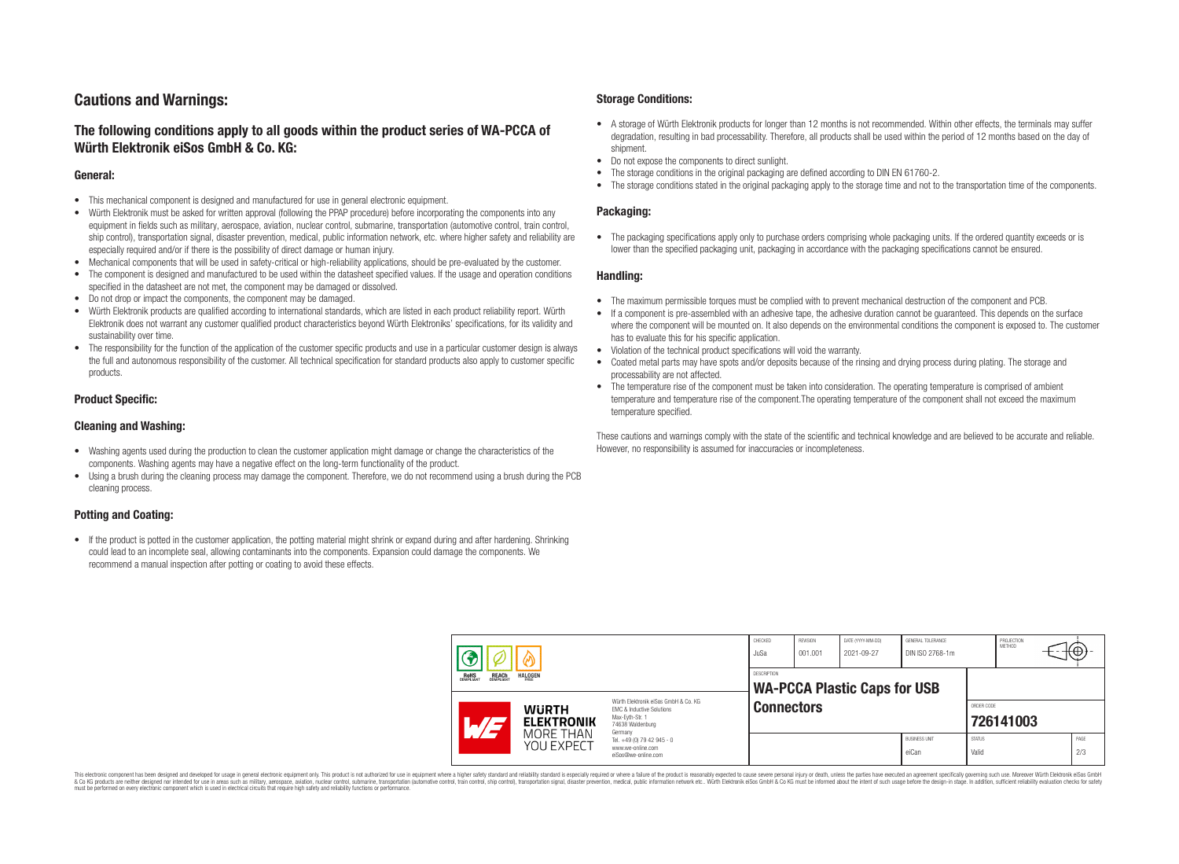# Cautions and Warnings:

## The following conditions apply to all goods within the product series of WA-PCCA of Würth Elektronik eiSos GmbH & Co. KG:

### General:

- This mechanical component is designed and manufactured for use in general electronic equipment.
- Würth Elektronik must be asked for written approval (following the PPAP procedure) before incorporating the components into any equipment in fields such as military, aerospace, aviation, nuclear control, submarine, transportation (automotive control, train control, ship control), transportation signal, disaster prevention, medical, public information network, etc. where higher safety and reliability are especially required and/or if there is the possibility of direct damage or human injury.
- Mechanical components that will be used in safety-critical or high-reliability applications, should be pre-evaluated by the customer.
- The component is designed and manufactured to be used within the datasheet specified values. If the usage and operation conditions specified in the datasheet are not met, the component may be damaged or dissolved.
- Do not drop or impact the components, the component may be damaged.
- Würth Elektronik products are qualified according to international standards, which are listed in each product reliability report. Würth Elektronik does not warrant any customer qualified product characteristics beyond Würth Elektroniks' specifications, for its validity and sustainability over time.
- The responsibility for the function of the application of the customer specific products and use in a particular customer design is always the full and autonomous responsibility of the customer. All technical specification for standard products also apply to customer specific products.

### Product Specific:

### Cleaning and Washing:

- Washing agents used during the production to clean the customer application might damage or change the characteristics of the components. Washing agents may have a negative effect on the long-term functionality of the product.
- Using a brush during the cleaning process may damage the component. Therefore, we do not recommend using a brush during the PCB cleaning process.

### Potting and Coating:

- If the product is potted in the customer application, the potting material might shrink or expand during and after hardening. Shrinking could lead to an incomplete seal, allowing contaminants into the components. Expansion could damage the components. We recommend a manual inspection after potting or coating to avoid these effects.

### Storage Conditions:

- A storage of Würth Elektronik products for longer than 12 months is not recommended. Within other effects, the terminals may suffer degradation, resulting in bad processability. Therefore, all products shall be used within the period of 12 months based on the day of shipment.
- Do not expose the components to direct sunlight.
- The storage conditions in the original packaging are defined according to DIN EN 61760-2.
- The storage conditions stated in the original packaging apply to the storage time and not to the transportation time of the components.

### Packaging:

- The packaging specifications apply only to purchase orders comprising whole packaging units. If the ordered quantity exceeds or is lower than the specified packaging unit, packaging in accordance with the packaging specifications cannot be ensured.

### Handling:

- The maximum permissible torques must be complied with to prevent mechanical destruction of the component and PCB.
- If a component is pre-assembled with an adhesive tape, the adhesive duration cannot be guaranteed. This depends on the surface where the component will be mounted on. It also depends on the environmental conditions the component is exposed to. The customer has to evaluate this for his specific application.
- Violation of the technical product specifications will void the warranty.
- Coated metal parts may have spots and/or deposits because of the rinsing and drying process during plating. The storage and processability are not affected.
- The temperature rise of the component must be taken into consideration. The operating temperature is comprised of ambient temperature and temperature rise of the component.The operating temperature of the component shall not exceed the maximum temperature specified.

These cautions and warnings comply with the state of the scientific and technical knowledge and are believed to be accurate and reliable. However, no responsibility is assumed for inaccuracies or incompleteness.

| CHECKED | REVISION | DATE (YYYY-MM-DD) | GENERAL TOLERANCE | PROJECTION METHOD |
|---|---|---|---|---|
| JuSa | 001.001 | 2021-09-27 | DIN ISO 2768-1m | |

| DESCRIPTION | ORDER CODE | BUSINESS UNIT | STATUS | PAGE |
|---|---|---|---|---|
| WA-PCCA Plastic Caps for USB Connectors | 726141003 | eiCan | Valid | 2/3 |

Würth Elektronik eiSos GmbH & Co. KG
EMC & Inductive Solutions
Max-Eyth-Str. 1
74638 Waldenburg
Germany
Tel. +49 (0) 79 42 945 - 0
www.we-online.com
eiSos@we-online.com

This electronic component has been designed and developed for usage in general electronic equipment only. This product is not authorized for use in equipment where a higher safety standard and reliability standard is especially required or where a failure of the product is reasonably expected to cause severe personal injury or death, unless the parties have executed an agreement specifically governing such usage. Moreover Würth Elektronik eiSos GmbH & Co KG products are neither designed nor intended for use in areas such as military, aerospace, aviation, nuclear control, submarine, transportation (automotive control, train control, ship control), transportation signal, disaster prevention, medical, public information network etc.. Würth Elektronik eiSos GmbH & Co KG must be informed about the intent of such usage before the design-in stage. In addition, sufficient reliability evaluation checks for safety must be performed on every electronic component which is used in electrical circuits that require high safety and reliability functions or performance.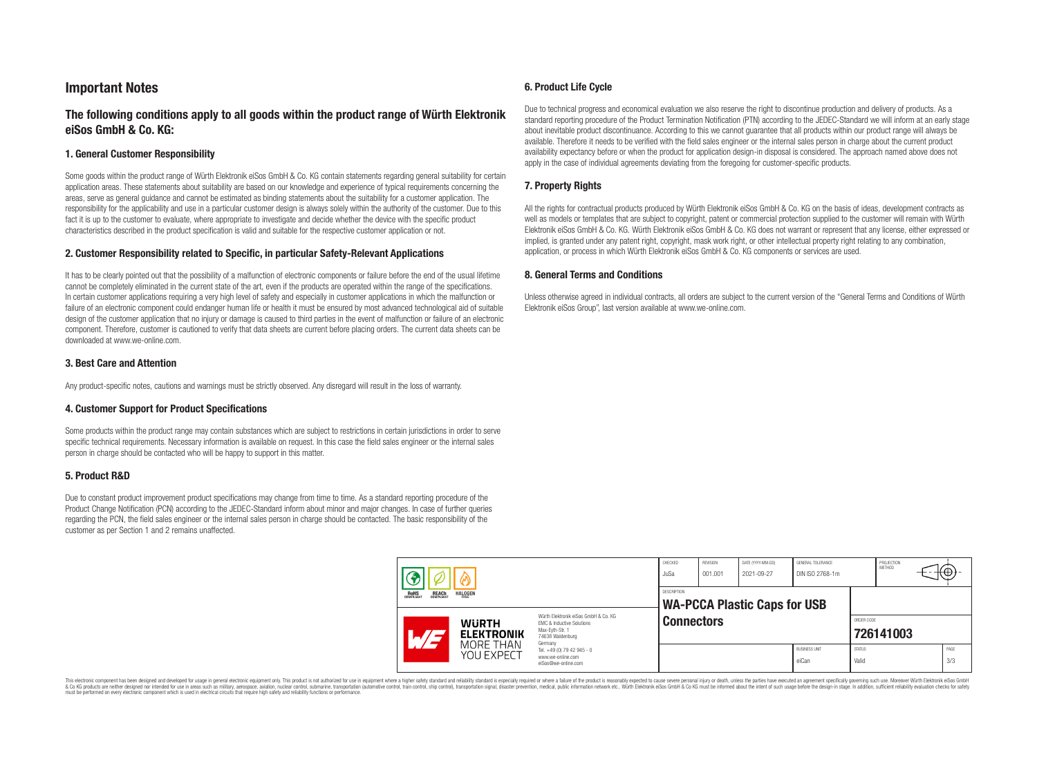# Important Notes

## The following conditions apply to all goods within the product range of Würth Elektronik eiSos GmbH & Co. KG:

### 1. General Customer Responsibility

Some goods within the product range of Würth Elektronik eiSos GmbH & Co. KG contain statements regarding general suitability for certain application areas. These statements about suitability are based on our knowledge and experience of typical requirements concerning the areas, serve as general guidance and cannot be estimated as binding statements about the suitability for a customer application. The responsibility for the applicability and use in a particular customer design is always solely within the authority of the customer. Due to this fact it is up to the customer to evaluate, where appropriate to investigate and decide whether the device with the specific product characteristics described in the product specification is valid and suitable for the respective customer application or not.

### 2. Customer Responsibility related to Specific, in particular Safety-Relevant Applications

It has to be clearly pointed out that the possibility of a malfunction of electronic components or failure before the end of the usual lifetime cannot be completely eliminated in the current state of the art, even if the products are operated within the range of the specifications. In certain customer applications requiring a very high level of safety and especially in customer applications in which the malfunction or failure of an electronic component could endanger human life or health it must be ensured by most advanced technological aid of suitable design of the customer application that no injury or damage is caused to third parties in the event of malfunction or failure of an electronic component. Therefore, customer is cautioned to verify that data sheets are current before placing orders. The current data sheets can be downloaded at www.we-online.com.

### 3. Best Care and Attention

Any product-specific notes, cautions and warnings must be strictly observed. Any disregard will result in the loss of warranty.

### 4. Customer Support for Product Specifications

Some products within the product range may contain substances which are subject to restrictions in certain jurisdictions in order to serve specific technical requirements. Necessary information is available on request. In this case the field sales engineer or the internal sales person in charge should be contacted who will be happy to support in this matter.

### 5. Product R&D

Due to constant product improvement product specifications may change from time to time. As a standard reporting procedure of the Product Change Notification (PCN) according to the JEDEC-Standard inform about minor and major changes. In case of further queries regarding the PCN, the field sales engineer or the internal sales person in charge should be contacted. The basic responsibility of the customer as per Section 1 and 2 remains unaffected.

### 6. Product Life Cycle

Due to technical progress and economical evaluation we also reserve the right to discontinue production and delivery of products. As a standard reporting procedure of the Product Termination Notification (PTN) according to the JEDEC-Standard we will inform at an early stage about inevitable product discontinuance. According to this we cannot guarantee that all products within our product range will always be available. Therefore it needs to be verified with the field sales engineer or the internal sales person in charge about the current product availability expectancy before or when the product for application design-in disposal is considered. The approach named above does not apply in the case of individual agreements deviating from the foregoing for customer-specific products.

### 7. Property Rights

All the rights for contractual products produced by Würth Elektronik eiSos GmbH & Co. KG on the basis of ideas, development contracts as well as models or templates that are subject to copyright, patent or commercial protection supplied to the customer will remain with Würth Elektronik eiSos GmbH & Co. KG. Würth Elektronik eiSos GmbH & Co. KG does not warrant or represent that any license, either expressed or implied, is granted under any patent right, copyright, mask work right, or other intellectual property right relating to any combination, application, or process in which Würth Elektronik eiSos GmbH & Co. KG components or services are used.

### 8. General Terms and Conditions

Unless otherwise agreed in individual contracts, all orders are subject to the current version of the "General Terms and Conditions of Würth Elektronik eiSos Group", last version available at www.we-online.com.

| CHECKED | REVISION | DATE (YYYY-MM-DD) | GENERAL TOLERANCE | PROJECTION METHOD |
|---|---|---|---|---|
| JuSa | 001.001 | 2021-09-27 | DIN ISO 2768-1m | |

DESCRIPTION: **WA-PCCA Plastic Caps for USB Connectors**

ORDER CODE: **726141003**

| BUSINESS UNIT | STATUS | PAGE |
|---|---|---|
| eiCan | Valid | 3/3 |

Würth Elektronik eiSos GmbH & Co. KG
EMC & Inductive Solutions
Max-Eyth-Str. 1
74638 Waldenburg
Germany
Tel. +49 (0) 79 42 945 - 0
www.we-online.com
eiSos@we-online.com

This electronic component has been designed and developed for usage in general electronic equipment only. This product is not authorized for use in equipment where a higher safety standard and reliability standard is especially required or where a failure of the product is reasonably expected to cause severe personal injury or death, unless the parties have executed an agreement specifically governing such use. Moreover Würth Elektronik eiSos GmbH & Co KG products are neither designed nor intended for use in areas such as military, aerospace, aviation, nuclear control, submarine, transportation (automotive control, train control, ship control), transportation signal, disaster prevention, medical, public information network etc.. Würth Elektronik eiSos GmbH & Co KG must be informed about the intent of such usage before the design-in stage. In addition, sufficient reliability evaluation checks for safety must be performed on every electronic component which is used in electrical circuits that require high safety and reliability functions or performance.